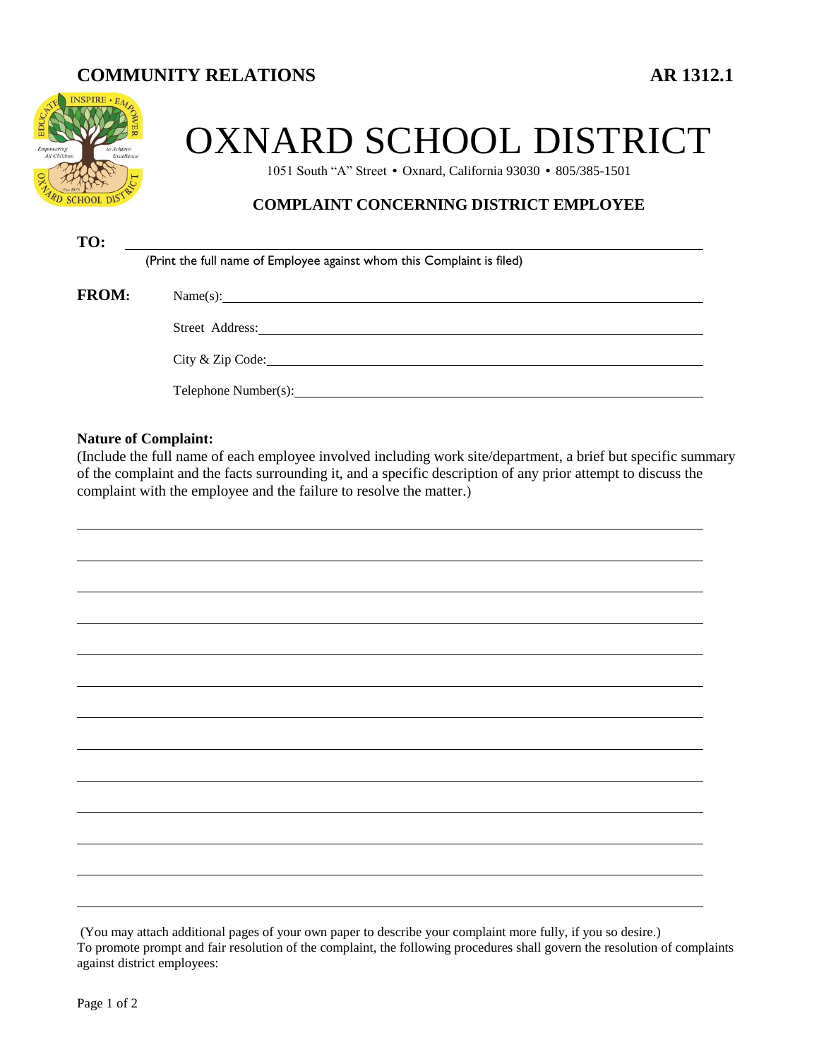**COMMUNITY RELATIONS** **AR 1312.1**

# OXNARD SCHOOL DISTRICT

1051 South "A" Street • Oxnard, California 93030 • 805/385-1501

## COMPLAINT CONCERNING DISTRICT EMPLOYEE

**TO:** ______________________________________________

(Print the full name of Employee against whom this Complaint is filed)

**FROM:** Name(s): ______________________________________________

Street Address: ______________________________________________

City & Zip Code: ______________________________________________

Telephone Number(s): ______________________________________________

**Nature of Complaint:**

(Include the full name of each employee involved including work site/department, a brief but specific summary of the complaint and the facts surrounding it, and a specific description of any prior attempt to discuss the complaint with the employee and the failure to resolve the matter.)

______________________________________________

______________________________________________

______________________________________________

______________________________________________

______________________________________________

______________________________________________

______________________________________________

______________________________________________

______________________________________________

______________________________________________

______________________________________________

______________________________________________

(You may attach additional pages of your own paper to describe your complaint more fully, if you so desire.)

To promote prompt and fair resolution of the complaint, the following procedures shall govern the resolution of complaints against district employees: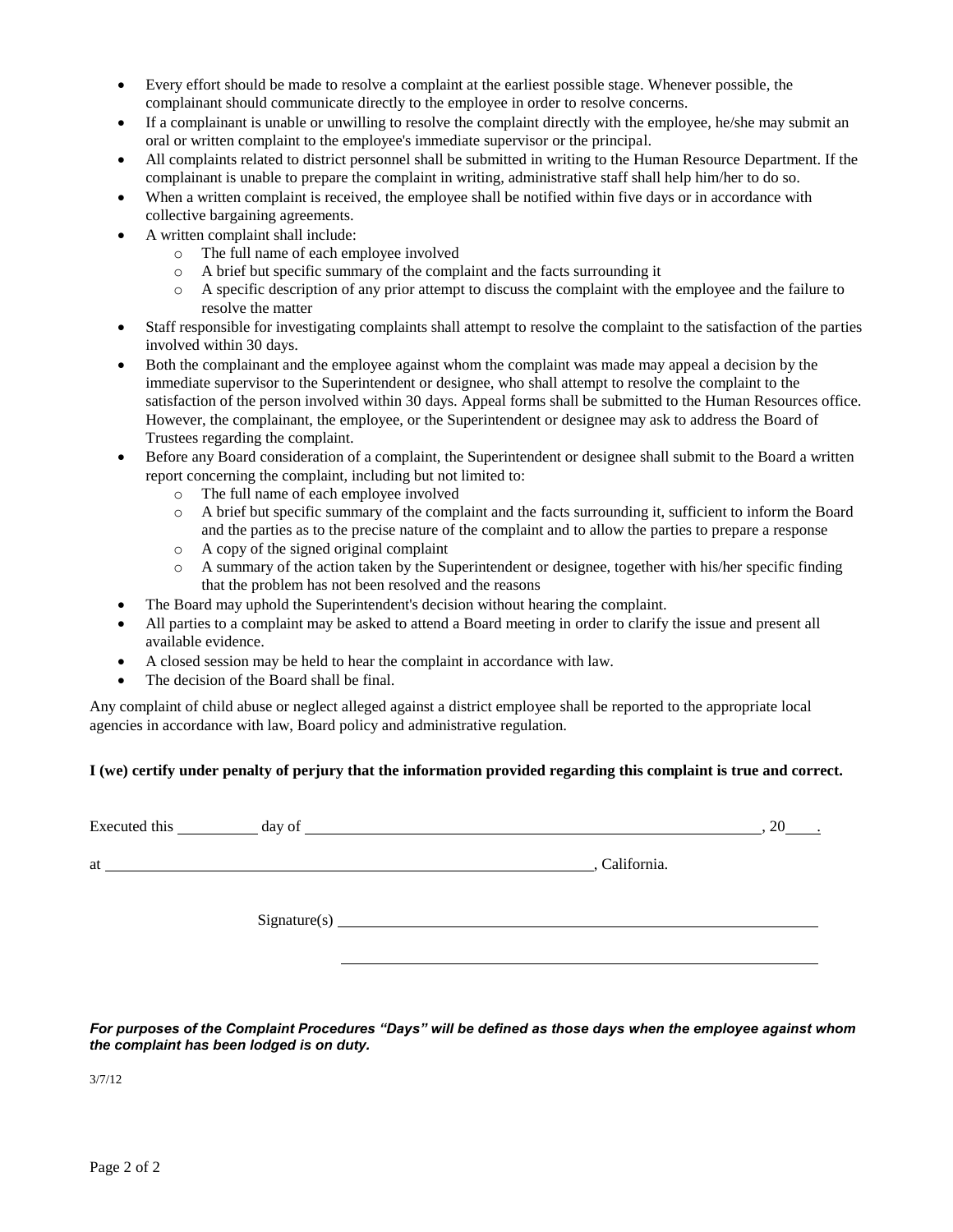- Every effort should be made to resolve a complaint at the earliest possible stage. Whenever possible, the complainant should communicate directly to the employee in order to resolve concerns.
- If a complainant is unable or unwilling to resolve the complaint directly with the employee, he/she may submit an oral or written complaint to the employee's immediate supervisor or the principal.
- All complaints related to district personnel shall be submitted in writing to the Human Resource Department. If the complainant is unable to prepare the complaint in writing, administrative staff shall help him/her to do so.
- When a written complaint is received, the employee shall be notified within five days or in accordance with collective bargaining agreements.
- A written complaint shall include:
  - The full name of each employee involved
  - A brief but specific summary of the complaint and the facts surrounding it
  - A specific description of any prior attempt to discuss the complaint with the employee and the failure to resolve the matter
- Staff responsible for investigating complaints shall attempt to resolve the complaint to the satisfaction of the parties involved within 30 days.
- Both the complainant and the employee against whom the complaint was made may appeal a decision by the immediate supervisor to the Superintendent or designee, who shall attempt to resolve the complaint to the satisfaction of the person involved within 30 days. Appeal forms shall be submitted to the Human Resources office. However, the complainant, the employee, or the Superintendent or designee may ask to address the Board of Trustees regarding the complaint.
- Before any Board consideration of a complaint, the Superintendent or designee shall submit to the Board a written report concerning the complaint, including but not limited to:
  - The full name of each employee involved
  - A brief but specific summary of the complaint and the facts surrounding it, sufficient to inform the Board and the parties as to the precise nature of the complaint and to allow the parties to prepare a response
  - A copy of the signed original complaint
  - A summary of the action taken by the Superintendent or designee, together with his/her specific finding that the problem has not been resolved and the reasons
- The Board may uphold the Superintendent's decision without hearing the complaint.
- All parties to a complaint may be asked to attend a Board meeting in order to clarify the issue and present all available evidence.
- A closed session may be held to hear the complaint in accordance with law.
- The decision of the Board shall be final.

Any complaint of child abuse or neglect alleged against a district employee shall be reported to the appropriate local agencies in accordance with law, Board policy and administrative regulation.

**I (we) certify under penalty of perjury that the information provided regarding this complaint is true and correct.**

Executed this __________ day of ____________________________________________, 20____.

at ____________________________________________________________, California.

Signature(s) ____________________________________________________________

____________________________________________________________

***For purposes of the Complaint Procedures "Days" will be defined as those days when the employee against whom the complaint has been lodged is on duty.***

3/7/12